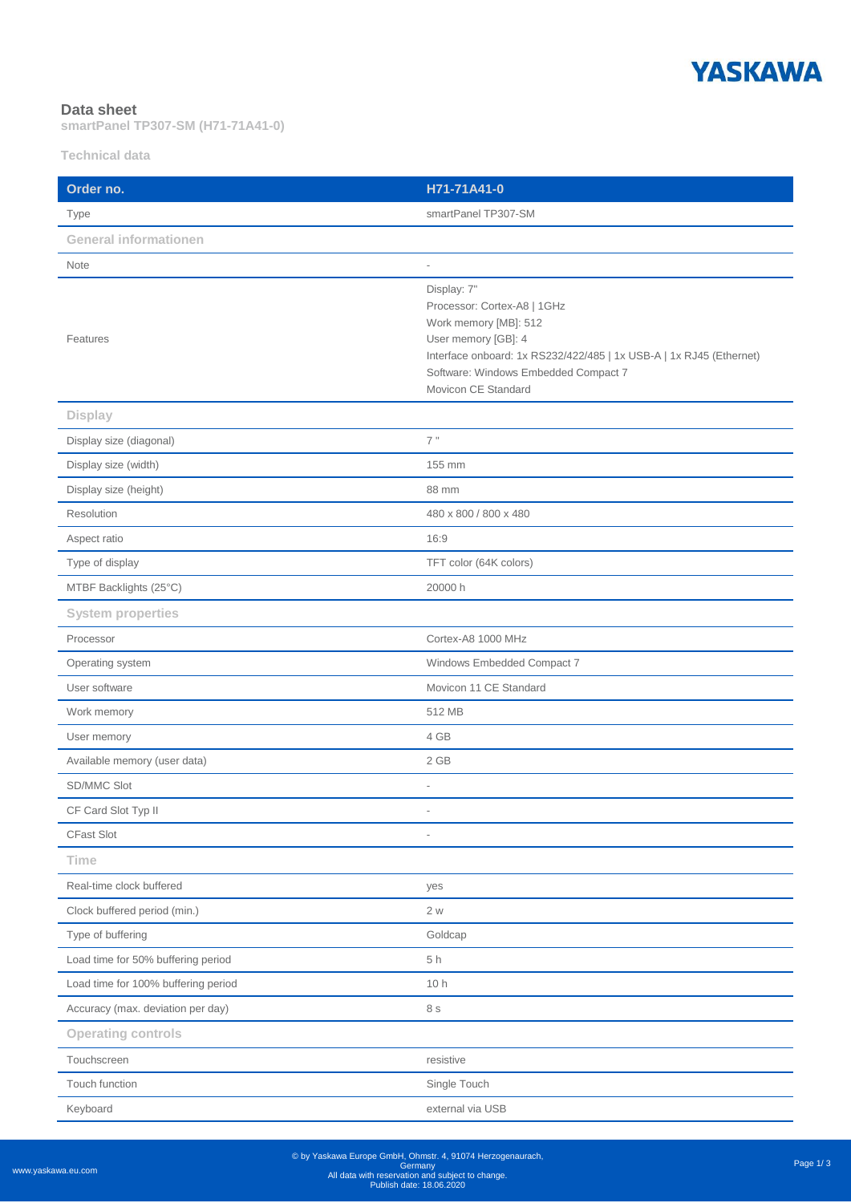YASKAWA

# Data sheet

**smartPanel TP307-SM (H71-71A41-0)**

## Technical data

| Order no. | H71-71A41-0 |
|---|---|
| Type | smartPanel TP307-SM |
| **General informationen** | |
| Note | - |
| Features | Display: 7"<br>Processor: Cortex-A8 \| 1GHz<br>Work memory [MB]: 512<br>User memory [GB]: 4<br>Interface onboard: 1x RS232/422/485 \| 1x USB-A \| 1x RJ45 (Ethernet)<br>Software: Windows Embedded Compact 7<br>Movicon CE Standard |
| **Display** | |
| Display size (diagonal) | 7 " |
| Display size (width) | 155 mm |
| Display size (height) | 88 mm |
| Resolution | 480 x 800 / 800 x 480 |
| Aspect ratio | 16:9 |
| Type of display | TFT color (64K colors) |
| MTBF Backlights (25°C) | 20000 h |
| **System properties** | |
| Processor | Cortex-A8 1000 MHz |
| Operating system | Windows Embedded Compact 7 |
| User software | Movicon 11 CE Standard |
| Work memory | 512 MB |
| User memory | 4 GB |
| Available memory (user data) | 2 GB |
| SD/MMC Slot | - |
| CF Card Slot Typ II | - |
| CFast Slot | - |
| **Time** | |
| Real-time clock buffered | yes |
| Clock buffered period (min.) | 2 w |
| Type of buffering | Goldcap |
| Load time for 50% buffering period | 5 h |
| Load time for 100% buffering period | 10 h |
| Accuracy (max. deviation per day) | 8 s |
| **Operating controls** | |
| Touchscreen | resistive |
| Touch function | Single Touch |
| Keyboard | external via USB |

www.yaskawa.eu.com

© by Yaskawa Europe GmbH, Ohmstr. 4, 91074 Herzogenaurach, Germany
All data with reservation and subject to change.
Publish date: 18.06.2020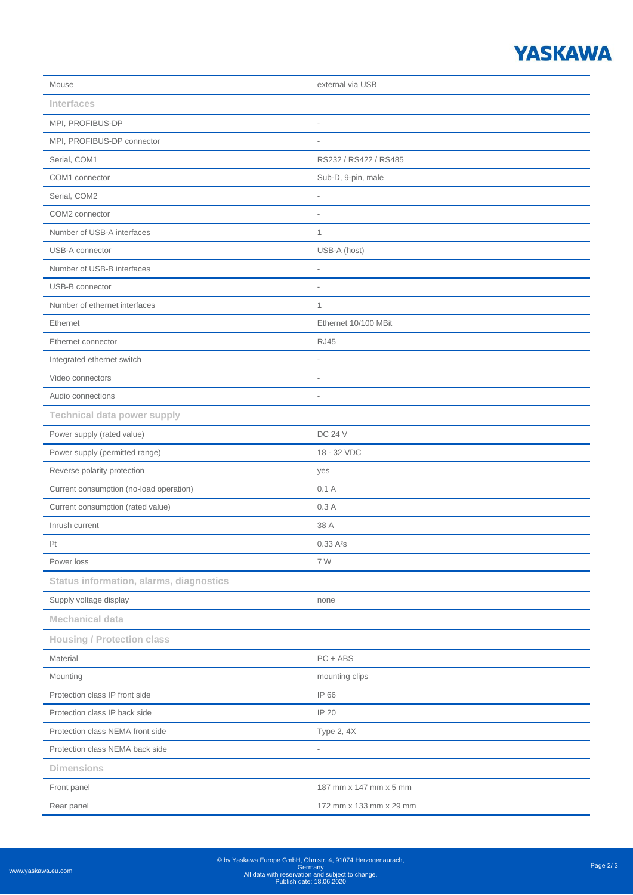| | |
|---|---|
| Mouse | external via USB |
| **Interfaces** | |
| MPI, PROFIBUS-DP | - |
| MPI, PROFIBUS-DP connector | - |
| Serial, COM1 | RS232 / RS422 / RS485 |
| COM1 connector | Sub-D, 9-pin, male |
| Serial, COM2 | - |
| COM2 connector | - |
| Number of USB-A interfaces | 1 |
| USB-A connector | USB-A (host) |
| Number of USB-B interfaces | - |
| USB-B connector | - |
| Number of ethernet interfaces | 1 |
| Ethernet | Ethernet 10/100 MBit |
| Ethernet connector | RJ45 |
| Integrated ethernet switch | - |
| Video connectors | - |
| Audio connections | - |
| **Technical data power supply** | |
| Power supply (rated value) | DC 24 V |
| Power supply (permitted range) | 18 - 32 VDC |
| Reverse polarity protection | yes |
| Current consumption (no-load operation) | 0.1 A |
| Current consumption (rated value) | 0.3 A |
| Inrush current | 38 A |
| $I^2t$ | 0.33 $A^2s$ |
| Power loss | 7 W |
| **Status information, alarms, diagnostics** | |
| Supply voltage display | none |
| **Mechanical data** | |
| **Housing / Protection class** | |
| Material | PC + ABS |
| Mounting | mounting clips |
| Protection class IP front side | IP 66 |
| Protection class IP back side | IP 20 |
| Protection class NEMA front side | Type 2, 4X |
| Protection class NEMA back side | - |
| **Dimensions** | |
| Front panel | 187 mm x 147 mm x 5 mm |
| Rear panel | 172 mm x 133 mm x 29 mm |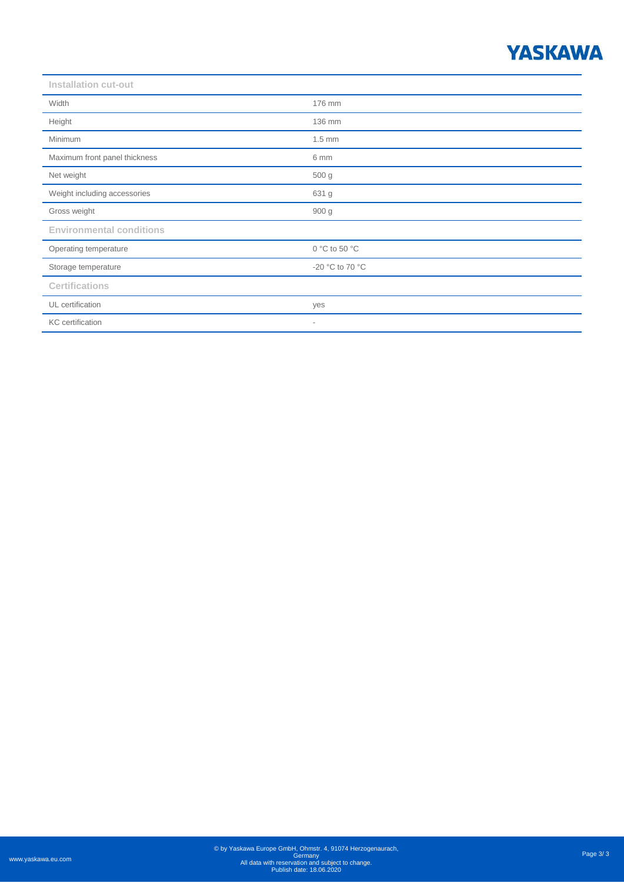| Installation cut-out | |
| --- | --- |
| Width | 176 mm |
| Height | 136 mm |
| Minimum | 1.5 mm |
| Maximum front panel thickness | 6 mm |
| Net weight | 500 g |
| Weight including accessories | 631 g |
| Gross weight | 900 g |
| **Environmental conditions** | |
| Operating temperature | 0 °C to 50 °C |
| Storage temperature | -20 °C to 70 °C |
| **Certifications** | |
| UL certification | yes |
| KC certification | - |